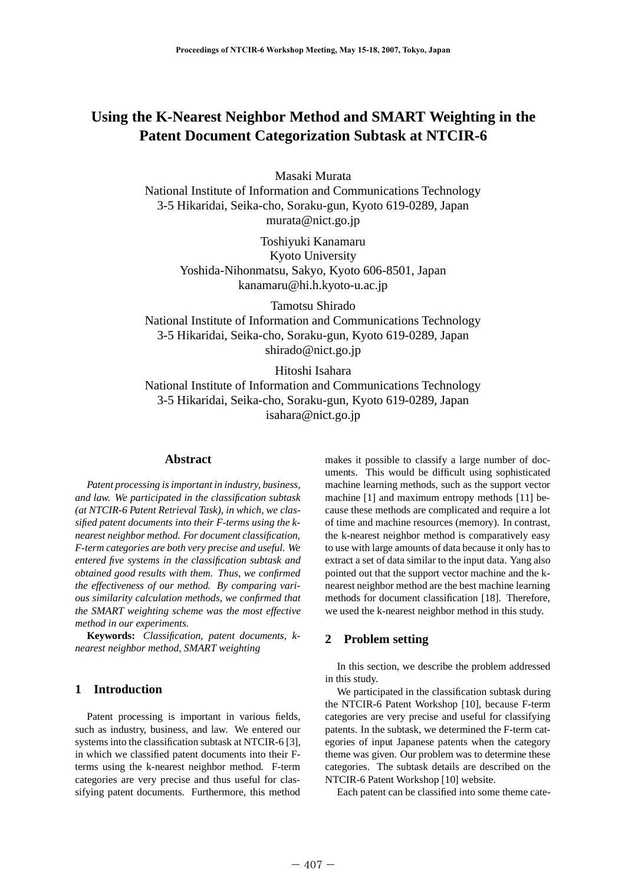# Using the K-Nearest Neighbor Method and SMART Weighting in the Patent Document Categorization Subtask at NTCIR-6

Masaki Murata
National Institute of Information and Communications Technology
3-5 Hikaridai, Seika-cho, Soraku-gun, Kyoto 619-0289, Japan
murata@nict.go.jp

Toshiyuki Kanamaru
Kyoto University
Yoshida-Nihonmatsu, Sakyo, Kyoto 606-8501, Japan
kanamaru@hi.h.kyoto-u.ac.jp

Tamotsu Shirado
National Institute of Information and Communications Technology
3-5 Hikaridai, Seika-cho, Soraku-gun, Kyoto 619-0289, Japan
shirado@nict.go.jp

Hitoshi Isahara
National Institute of Information and Communications Technology
3-5 Hikaridai, Seika-cho, Soraku-gun, Kyoto 619-0289, Japan
isahara@nict.go.jp

## Abstract

*Patent processing is important in industry, business, and law. We participated in the classification subtask (at NTCIR-6 Patent Retrieval Task), in which, we classified patent documents into their F-terms using the k-nearest neighbor method. For document classification, F-term categories are both very precise and useful. We entered five systems in the classification subtask and obtained good results with them. Thus, we confirmed the effectiveness of our method. By comparing various similarity calculation methods, we confirmed that the SMART weighting scheme was the most effective method in our experiments.*

**Keywords:** *Classification, patent documents, k-nearest neighbor method, SMART weighting*

## 1 Introduction

Patent processing is important in various fields, such as industry, business, and law. We entered our systems into the classification subtask at NTCIR-6 [3], in which we classified patent documents into their F-terms using the k-nearest neighbor method. F-term categories are very precise and thus useful for classifying patent documents. Furthermore, this method makes it possible to classify a large number of documents. This would be difficult using sophisticated machine learning methods, such as the support vector machine [1] and maximum entropy methods [11] because these methods are complicated and require a lot of time and machine resources (memory). In contrast, the k-nearest neighbor method is comparatively easy to use with large amounts of data because it only has to extract a set of data similar to the input data. Yang also pointed out that the support vector machine and the k-nearest neighbor method are the best machine learning methods for document classification [18]. Therefore, we used the k-nearest neighbor method in this study.

## 2 Problem setting

In this section, we describe the problem addressed in this study.

We participated in the classification subtask during the NTCIR-6 Patent Workshop [10], because F-term categories are very precise and useful for classifying patents. In the subtask, we determined the F-term categories of input Japanese patents when the category theme was given. Our problem was to determine these categories. The subtask details are described on the NTCIR-6 Patent Workshop [10] website.

Each patent can be classified into some theme cate-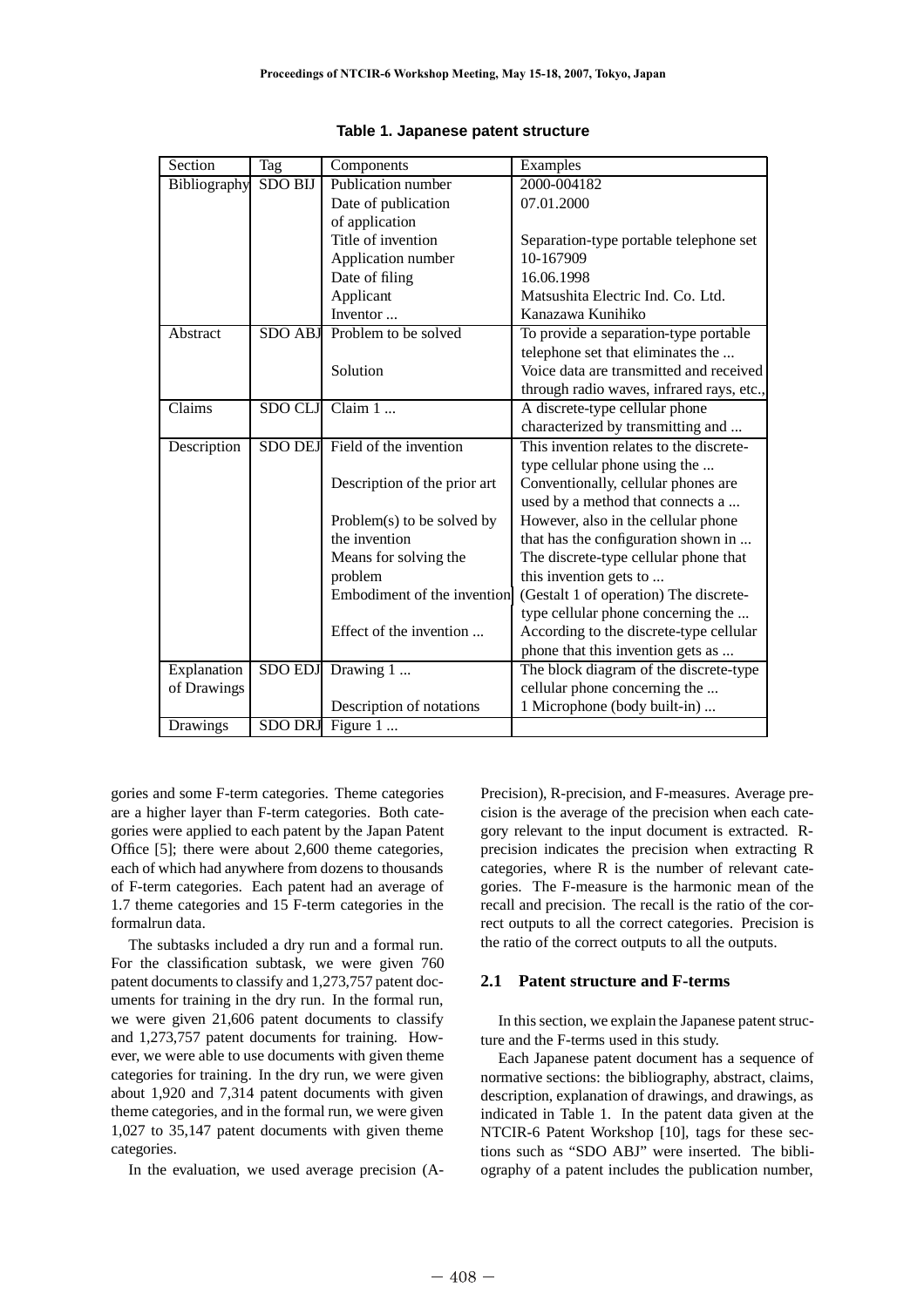**Table 1. Japanese patent structure**

| Section | Tag | Components | Examples |
|---|---|---|---|
| Bibliography | SDO BIJ | Publication number | 2000-004182 |
| | | Date of publication of application | 07.01.2000 |
| | | Title of invention | Separation-type portable telephone set |
| | | Application number | 10-167909 |
| | | Date of filing | 16.06.1998 |
| | | Applicant | Matsushita Electric Ind. Co. Ltd. |
| | | Inventor ... | Kanazawa Kunihiko |
| Abstract | SDO ABJ | Problem to be solved | To provide a separation-type portable telephone set that eliminates the ... |
| | | Solution | Voice data are transmitted and received through radio waves, infrared rays, etc., |
| Claims | SDO CLJ | Claim 1 ... | A discrete-type cellular phone characterized by transmitting and ... |
| Description | SDO DEJ | Field of the invention | This invention relates to the discrete-type cellular phone using the ... |
| | | Description of the prior art | Conventionally, cellular phones are used by a method that connects a ... |
| | | Problem(s) to be solved by the invention | However, also in the cellular phone that has the configuration shown in ... |
| | | Means for solving the problem | The discrete-type cellular phone that this invention gets to ... |
| | | Embodiment of the invention | (Gestalt 1 of operation) The discrete-type cellular phone concerning the ... |
| | | Effect of the invention ... | According to the discrete-type cellular phone that this invention gets as ... |
| Explanation of Drawings | SDO EDJ | Drawing 1 ... | The block diagram of the discrete-type cellular phone concerning the ... |
| | | Description of notations | 1 Microphone (body built-in) ... |
| Drawings | SDO DRJ | Figure 1 ... | |

gories and some F-term categories. Theme categories are a higher layer than F-term categories. Both categories were applied to each patent by the Japan Patent Office [5]; there were about 2,600 theme categories, each of which had anywhere from dozens to thousands of F-term categories. Each patent had an average of 1.7 theme categories and 15 F-term categories in the formalrun data.

The subtasks included a dry run and a formal run. For the classification subtask, we were given 760 patent documents to classify and 1,273,757 patent documents for training in the dry run. In the formal run, we were given 21,606 patent documents to classify and 1,273,757 patent documents for training. However, we were able to use documents with given theme categories for training. In the dry run, we were given about 1,920 and 7,314 patent documents with given theme categories, and in the formal run, we were given 1,027 to 35,147 patent documents with given theme categories.

In the evaluation, we used average precision (A-Precision), R-precision, and F-measures. Average precision is the average of the precision when each category relevant to the input document is extracted. R-precision indicates the precision when extracting R categories, where R is the number of relevant categories. The F-measure is the harmonic mean of the recall and precision. The recall is the ratio of the correct outputs to all the correct categories. Precision is the ratio of the correct outputs to all the outputs.

### 2.1 Patent structure and F-terms

In this section, we explain the Japanese patent structure and the F-terms used in this study.

Each Japanese patent document has a sequence of normative sections: the bibliography, abstract, claims, description, explanation of drawings, and drawings, as indicated in Table 1. In the patent data given at the NTCIR-6 Patent Workshop [10], tags for these sections such as "SDO ABJ" were inserted. The bibliography of a patent includes the publication number,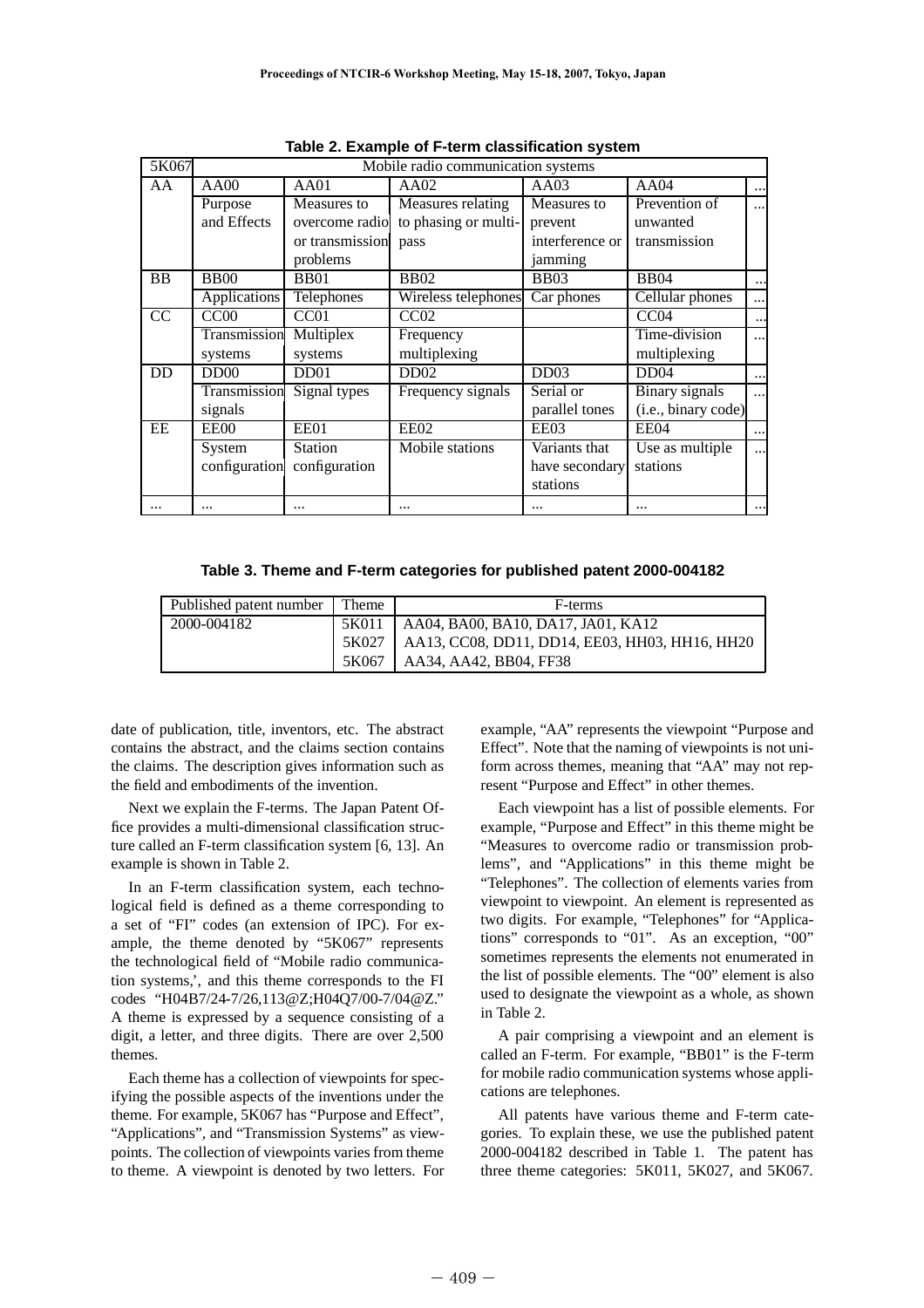**Table 2. Example of F-term classification system**

| 5K067 | Mobile radio communication systems | | | | | |
|---|---|---|---|---|---|---|
| AA | AA00 | AA01 | AA02 | AA03 | AA04 | ... |
| | Purpose and Effects | Measures to overcome radio or transmission problems | Measures relating to phasing or multi-pass | Measures to prevent interference or jamming | Prevention of unwanted transmission | ... |
| BB | BB00 | BB01 | BB02 | BB03 | BB04 | ... |
| | Applications | Telephones | Wireless telephones | Car phones | Cellular phones | ... |
| CC | CC00 | CC01 | CC02 | | CC04 | ... |
| | Transmission systems | Multiplex systems | Frequency multiplexing | | Time-division multiplexing | ... |
| DD | DD00 | DD01 | DD02 | DD03 | DD04 | ... |
| | Transmission signals | Signal types | Frequency signals | Serial or parallel tones | Binary signals (i.e., binary code) | ... |
| EE | EE00 | EE01 | EE02 | EE03 | EE04 | ... |
| | System configuration | Station configuration | Mobile stations | Variants that have secondary stations | Use as multiple stations | ... |
| ... | ... | ... | ... | ... | ... | ... |

**Table 3. Theme and F-term categories for published patent 2000-004182**

| Published patent number | Theme | F-terms |
|---|---|---|
| 2000-004182 | 5K011 | AA04, BA00, BA10, DA17, JA01, KA12 |
| | 5K027 | AA13, CC08, DD11, DD14, EE03, HH03, HH16, HH20 |
| | 5K067 | AA34, AA42, BB04, FF38 |

date of publication, title, inventors, etc. The abstract contains the abstract, and the claims section contains the claims. The description gives information such as the field and embodiments of the invention.

Next we explain the F-terms. The Japan Patent Office provides a multi-dimensional classification structure called an F-term classification system [6, 13]. An example is shown in Table 2.

In an F-term classification system, each technological field is defined as a theme corresponding to a set of "FI" codes (an extension of IPC). For example, the theme denoted by "5K067" represents the technological field of "Mobile radio communication systems,', and this theme corresponds to the FI codes "H04B7/24-7/26,113@Z;H04Q7/00-7/04@Z." A theme is expressed by a sequence consisting of a digit, a letter, and three digits. There are over 2,500 themes.

Each theme has a collection of viewpoints for specifying the possible aspects of the inventions under the theme. For example, 5K067 has "Purpose and Effect", "Applications", and "Transmission Systems" as viewpoints. The collection of viewpoints varies from theme to theme. A viewpoint is denoted by two letters. For example, "AA" represents the viewpoint "Purpose and Effect". Note that the naming of viewpoints is not uniform across themes, meaning that "AA" may not represent "Purpose and Effect" in other themes.

Each viewpoint has a list of possible elements. For example, "Purpose and Effect" in this theme might be "Measures to overcome radio or transmission problems", and "Applications" in this theme might be "Telephones". The collection of elements varies from viewpoint to viewpoint. An element is represented as two digits. For example, "Telephones" for "Applications" corresponds to "01". As an exception, "00" sometimes represents the elements not enumerated in the list of possible elements. The "00" element is also used to designate the viewpoint as a whole, as shown in Table 2.

A pair comprising a viewpoint and an element is called an F-term. For example, "BB01" is the F-term for mobile radio communication systems whose applications are telephones.

All patents have various theme and F-term categories. To explain these, we use the published patent 2000-004182 described in Table 1. The patent has three theme categories: 5K011, 5K027, and 5K067.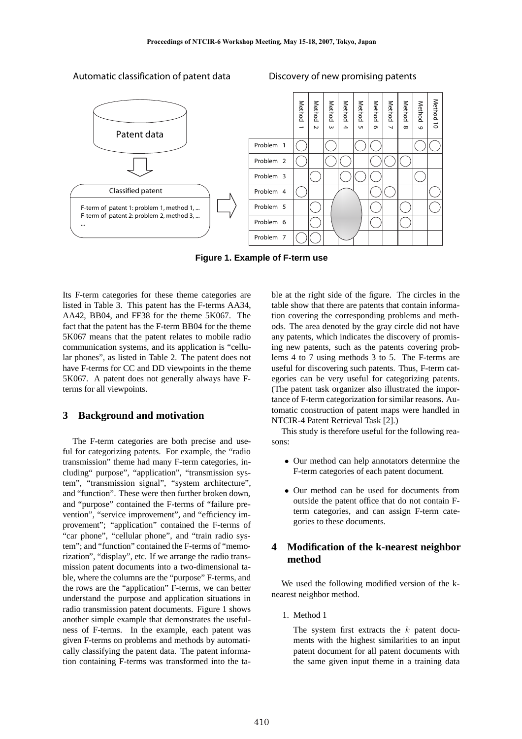Automatic classification of patent data

Patent data

Classified patent

F-term of patent 1: problem 1, method 1, ...
F-term of patent 2: problem 2, method 3, ...
...

Discovery of new promising patents

| | Method 1 | Method 2 | Method 3 | Method 4 | Method 5 | Method 6 | Method 7 | Method 8 | Method 9 | Method 10 |
|---|---|---|---|---|---|---|---|---|---|---|
| Problem 1 | ○ | | ○ | | ○ | ○ | | | ○ | ○ |
| Problem 2 | ○ | | ○ | ○ | | ○ | ○ | ○ | | |
| Problem 3 | | ○ | | ○ | ○ | ○ | | | ○ | |
| Problem 4 | ○ | | | | | ○ | ○ | | | ○ |
| Problem 5 | | ○ | | | | ○ | | ○ | | ○ |
| Problem 6 | | ○ | | | | ○ | | ○ | | |
| Problem 7 | ○ | ○ | | | | | | | | |

**Figure 1. Example of F-term use**

Its F-term categories for these theme categories are listed in Table 3. This patent has the F-terms AA34, AA42, BB04, and FF38 for the theme 5K067. The fact that the patent has the F-term BB04 for the theme 5K067 means that the patent relates to mobile radio communication systems, and its application is "cellular phones", as listed in Table 2. The patent does not have F-terms for CC and DD viewpoints in the theme 5K067. A patent does not generally always have F-terms for all viewpoints.

## 3 Background and motivation

The F-term categories are both precise and useful for categorizing patents. For example, the "radio transmission" theme had many F-term categories, including" purpose", "application", "transmission system", "transmission signal", "system architecture", and "function". These were then further broken down, and "purpose" contained the F-terms of "failure prevention", "service improvement", and "efficiency improvement"; "application" contained the F-terms of "car phone", "cellular phone", and "train radio system"; and "function" contained the F-terms of "memorization", "display", etc. If we arrange the radio transmission patent documents into a two-dimensional table, where the columns are the "purpose" F-terms, and the rows are the "application" F-terms, we can better understand the purpose and application situations in radio transmission patent documents. Figure 1 shows another simple example that demonstrates the usefulness of F-terms. In the example, each patent was given F-terms on problems and methods by automatically classifying the patent data. The patent information containing F-terms was transformed into the table at the right side of the figure. The circles in the table show that there are patents that contain information covering the corresponding problems and methods. The area denoted by the gray circle did not have any patents, which indicates the discovery of promising new patents, such as the patents covering problems 4 to 7 using methods 3 to 5. The F-terms are useful for discovering such patents. Thus, F-term categories can be very useful for categorizing patents. (The patent task organizer also illustrated the importance of F-term categorization for similar reasons. Automatic construction of patent maps were handled in NTCIR-4 Patent Retrieval Task [2].)

This study is therefore useful for the following reasons:

- Our method can help annotators determine the F-term categories of each patent document.
- Our method can be used for documents from outside the patent office that do not contain F-term categories, and can assign F-term categories to these documents.

## 4 Modification of the k-nearest neighbor method

We used the following modified version of the k-nearest neighbor method.

1. Method 1

   The system first extracts the $k$ patent documents with the highest similarities to an input patent document for all patent documents with the same given input theme in a training data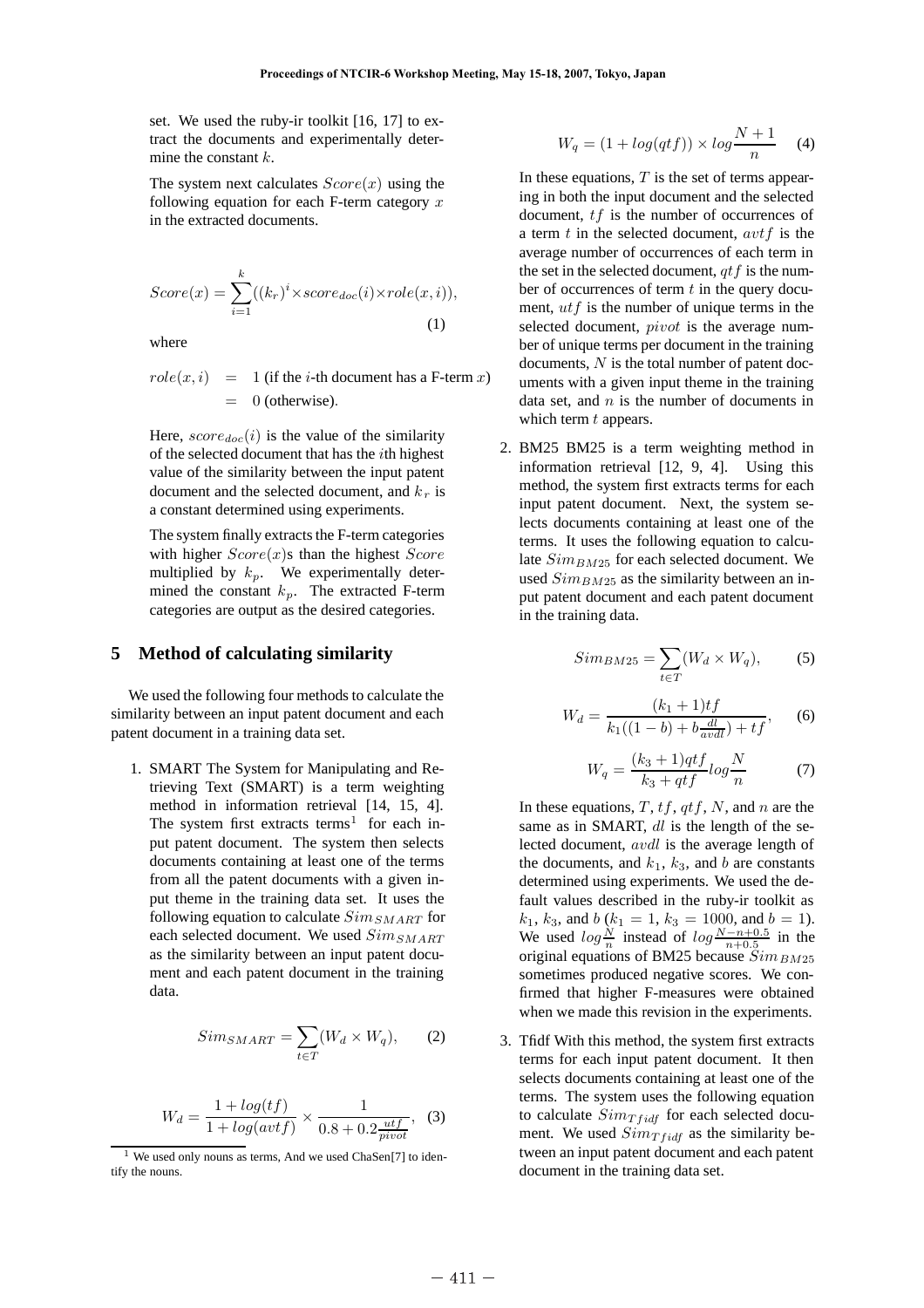set. We used the ruby-ir toolkit [16, 17] to extract the documents and experimentally determine the constant $k$.

The system next calculates $Score(x)$ using the following equation for each F-term category $x$ in the extracted documents.

$$Score(x) = \sum_{i=1}^{k}((k_r)^i \times score_{doc}(i) \times role(x,i)), \quad (1)$$

where

$$role(x,i) = 1 \text{ (if the } i\text{-th document has a F-term } x\text{)}$$
$$= 0 \text{ (otherwise)}.$$

Here, $score_{doc}(i)$ is the value of the similarity of the selected document that has the $i$th highest value of the similarity between the input patent document and the selected document, and $k_r$ is a constant determined using experiments.

The system finally extracts the F-term categories with higher $Score(x)$s than the highest $Score$ multiplied by $k_p$. We experimentally determined the constant $k_p$. The extracted F-term categories are output as the desired categories.

## 5 Method of calculating similarity

We used the following four methods to calculate the similarity between an input patent document and each patent document in a training data set.

1. SMART The System for Manipulating and Retrieving Text (SMART) is a term weighting method in information retrieval [14, 15, 4]. The system first extracts terms[1] for each input patent document. The system then selects documents containing at least one of the terms from all the patent documents with a given input theme in the training data set. It uses the following equation to calculate $Sim_{SMART}$ for each selected document. We used $Sim_{SMART}$ as the similarity between an input patent document and each patent document in the training data.

$$Sim_{SMART} = \sum_{t \in T}(W_d \times W_q), \quad (2)$$

$$W_d = \frac{1 + log(tf)}{1 + log(avtf)} \times \frac{1}{0.8 + 0.2\frac{utf}{pivot}}, \quad (3)$$

$$W_q = (1 + log(qtf)) \times log\frac{N+1}{n} \quad (4)$$

In these equations, $T$ is the set of terms appearing in both the input document and the selected document, $tf$ is the number of occurrences of a term $t$ in the selected document, $avtf$ is the average number of occurrences of each term in the set in the selected document, $qtf$ is the number of occurrences of term $t$ in the query document, $utf$ is the number of unique terms in the selected document, $pivot$ is the average number of unique terms per document in the training documents, $N$ is the total number of patent documents with a given input theme in the training data set, and $n$ is the number of documents in which term $t$ appears.

2. BM25 BM25 is a term weighting method in information retrieval [12, 9, 4]. Using this method, the system first extracts terms for each input patent document. Next, the system selects documents containing at least one of the terms. It uses the following equation to calculate $Sim_{BM25}$ for each selected document. We used $Sim_{BM25}$ as the similarity between an input patent document and each patent document in the training data.

$$Sim_{BM25} = \sum_{t \in T}(W_d \times W_q), \quad (5)$$

$$W_d = \frac{(k_1+1)tf}{k_1((1-b)+b\frac{dl}{avdl})+tf}, \quad (6)$$

$$W_q = \frac{(k_3+1)qtf}{k_3+qtf}log\frac{N}{n} \quad (7)$$

In these equations, $T$, $tf$, $qtf$, $N$, and $n$ are the same as in SMART, $dl$ is the length of the selected document, $avdl$ is the average length of the documents, and $k_1$, $k_3$, and $b$ are constants determined using experiments. We used the default values described in the ruby-ir toolkit as $k_1$, $k_3$, and $b$ ($k_1 = 1$, $k_3 = 1000$, and $b = 1$). We used $log\frac{N}{n}$ instead of $log\frac{N-n+0.5}{n+0.5}$ in the original equations of BM25 because $Sim_{BM25}$ sometimes produced negative scores. We confirmed that higher F-measures were obtained when we made this revision in the experiments.

3. Tfidf With this method, the system first extracts terms for each input patent document. It then selects documents containing at least one of the terms. The system uses the following equation to calculate $Sim_{Tfidf}$ for each selected document. We used $Sim_{Tfidf}$ as the similarity between an input patent document and each patent document in the training data set.

[1] We used only nouns as terms, And we used ChaSen[7] to identify the nouns.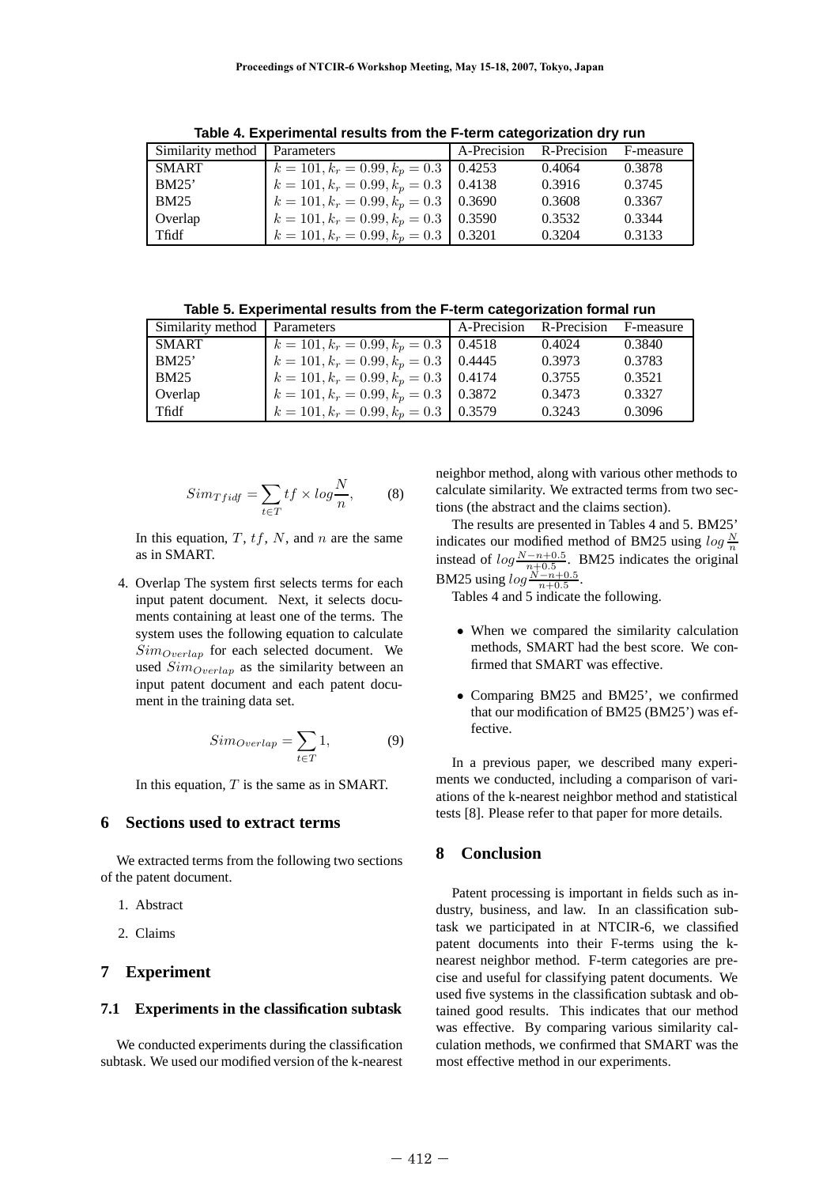**Table 4. Experimental results from the F-term categorization dry run**

| Similarity method | Parameters | A-Precision | R-Precision | F-measure |
|---|---|---|---|---|
| SMART | $k = 101, k_r = 0.99, k_p = 0.3$ | 0.4253 | 0.4064 | 0.3878 |
| BM25' | $k = 101, k_r = 0.99, k_p = 0.3$ | 0.4138 | 0.3916 | 0.3745 |
| BM25 | $k = 101, k_r = 0.99, k_p = 0.3$ | 0.3690 | 0.3608 | 0.3367 |
| Overlap | $k = 101, k_r = 0.99, k_p = 0.3$ | 0.3590 | 0.3532 | 0.3344 |
| Tfidf | $k = 101, k_r = 0.99, k_p = 0.3$ | 0.3201 | 0.3204 | 0.3133 |

**Table 5. Experimental results from the F-term categorization formal run**

| Similarity method | Parameters | A-Precision | R-Precision | F-measure |
|---|---|---|---|---|
| SMART | $k = 101, k_r = 0.99, k_p = 0.3$ | 0.4518 | 0.4024 | 0.3840 |
| BM25' | $k = 101, k_r = 0.99, k_p = 0.3$ | 0.4445 | 0.3973 | 0.3783 |
| BM25 | $k = 101, k_r = 0.99, k_p = 0.3$ | 0.4174 | 0.3755 | 0.3521 |
| Overlap | $k = 101, k_r = 0.99, k_p = 0.3$ | 0.3872 | 0.3473 | 0.3327 |
| Tfidf | $k = 101, k_r = 0.99, k_p = 0.3$ | 0.3579 | 0.3243 | 0.3096 |

$$Sim_{Tfidf} = \sum_{t \in T} tf \times log \frac{N}{n}, \qquad (8)$$

In this equation, $T$, $tf$, $N$, and $n$ are the same as in SMART.

4. Overlap The system first selects terms for each input patent document. Next, it selects documents containing at least one of the terms. The system uses the following equation to calculate $Sim_{Overlap}$ for each selected document. We used $Sim_{Overlap}$ as the similarity between an input patent document and each patent document in the training data set.

$$Sim_{Overlap} = \sum_{t \in T} 1, \qquad (9)$$

In this equation, $T$ is the same as in SMART.

## 6 Sections used to extract terms

We extracted terms from the following two sections of the patent document.

1. Abstract
2. Claims

## 7 Experiment

### 7.1 Experiments in the classification subtask

We conducted experiments during the classification subtask. We used our modified version of the k-nearest neighbor method, along with various other methods to calculate similarity. We extracted terms from two sections (the abstract and the claims section).

The results are presented in Tables 4 and 5. BM25' indicates our modified method of BM25 using $log \frac{N}{n}$ instead of $log \frac{N-n+0.5}{n+0.5}$. BM25 indicates the original BM25 using $log \frac{N-n+0.5}{n+0.5}$.

Tables 4 and 5 indicate the following.

- When we compared the similarity calculation methods, SMART had the best score. We confirmed that SMART was effective.
- Comparing BM25 and BM25', we confirmed that our modification of BM25 (BM25') was effective.

In a previous paper, we described many experiments we conducted, including a comparison of variations of the k-nearest neighbor method and statistical tests [8]. Please refer to that paper for more details.

## 8 Conclusion

Patent processing is important in fields such as industry, business, and law. In an classification subtask we participated in at NTCIR-6, we classified patent documents into their F-terms using the k-nearest neighbor method. F-term categories are precise and useful for classifying patent documents. We used five systems in the classification subtask and obtained good results. This indicates that our method was effective. By comparing various similarity calculation methods, we confirmed that SMART was the most effective method in our experiments.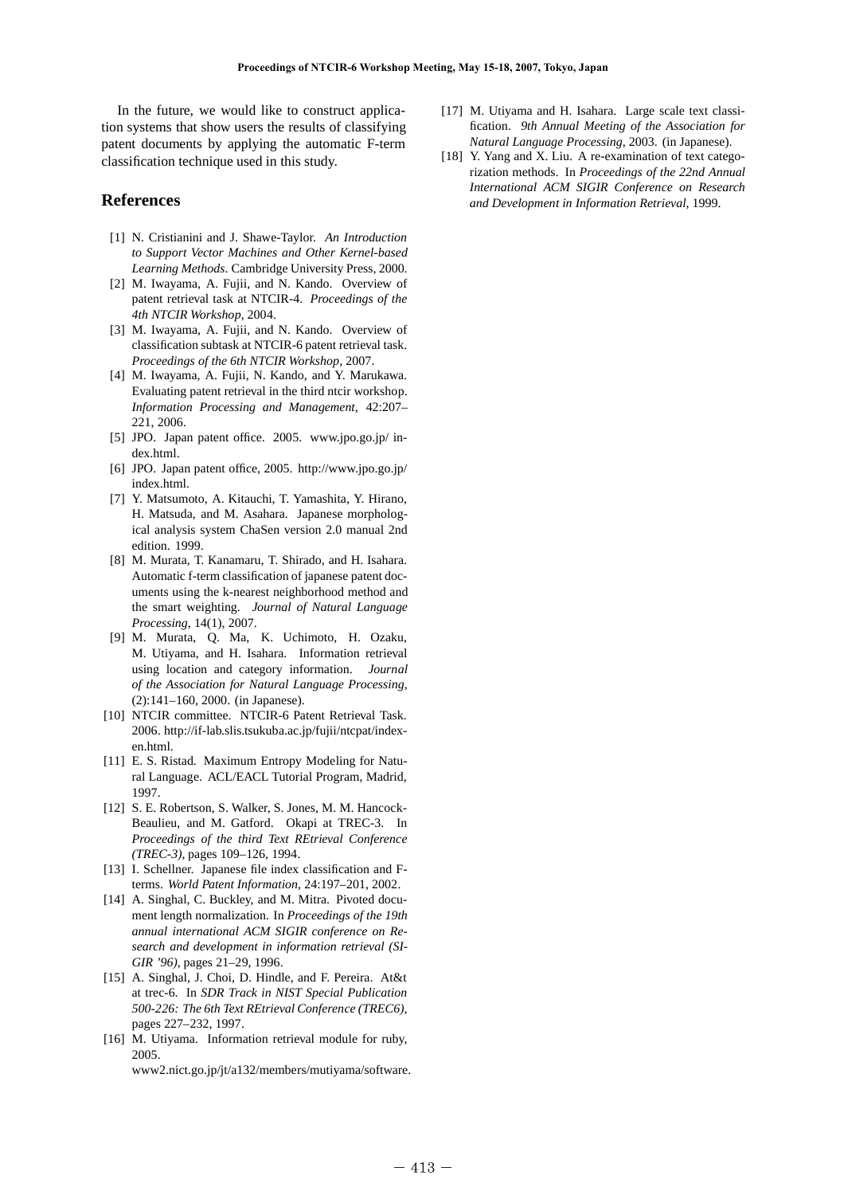In the future, we would like to construct application systems that show users the results of classifying patent documents by applying the automatic F-term classification technique used in this study.

## References

[1] N. Cristianini and J. Shawe-Taylor. *An Introduction to Support Vector Machines and Other Kernel-based Learning Methods*. Cambridge University Press, 2000.

[2] M. Iwayama, A. Fujii, and N. Kando. Overview of patent retrieval task at NTCIR-4. *Proceedings of the 4th NTCIR Workshop*, 2004.

[3] M. Iwayama, A. Fujii, and N. Kando. Overview of classification subtask at NTCIR-6 patent retrieval task. *Proceedings of the 6th NTCIR Workshop*, 2007.

[4] M. Iwayama, A. Fujii, N. Kando, and Y. Marukawa. Evaluating patent retrieval in the third ntcir workshop. *Information Processing and Management*, 42:207–221, 2006.

[5] JPO. Japan patent office. 2005. www.jpo.go.jp/ index.html.

[6] JPO. Japan patent office, 2005. http://www.jpo.go.jp/ index.html.

[7] Y. Matsumoto, A. Kitauchi, T. Yamashita, Y. Hirano, H. Matsuda, and M. Asahara. Japanese morphological analysis system ChaSen version 2.0 manual 2nd edition. 1999.

[8] M. Murata, T. Kanamaru, T. Shirado, and H. Isahara. Automatic f-term classification of japanese patent documents using the k-nearest neighborhood method and the smart weighting. *Journal of Natural Language Processing*, 14(1), 2007.

[9] M. Murata, Q. Ma, K. Uchimoto, H. Ozaku, M. Utiyama, and H. Isahara. Information retrieval using location and category information. *Journal of the Association for Natural Language Processing*, (2):141–160, 2000. (in Japanese).

[10] NTCIR committee. NTCIR-6 Patent Retrieval Task. 2006. http://if-lab.slis.tsukuba.ac.jp/fujii/ntcpat/index-en.html.

[11] E. S. Ristad. Maximum Entropy Modeling for Natural Language. ACL/EACL Tutorial Program, Madrid, 1997.

[12] S. E. Robertson, S. Walker, S. Jones, M. M. Hancock-Beaulieu, and M. Gatford. Okapi at TREC-3. In *Proceedings of the third Text REtrieval Conference (TREC-3)*, pages 109–126, 1994.

[13] I. Schellner. Japanese file index classification and F-terms. *World Patent Information*, 24:197–201, 2002.

[14] A. Singhal, C. Buckley, and M. Mitra. Pivoted document length normalization. In *Proceedings of the 19th annual international ACM SIGIR conference on Research and development in information retrieval (SIGIR '96)*, pages 21–29, 1996.

[15] A. Singhal, J. Choi, D. Hindle, and F. Pereira. At&t at trec-6. In *SDR Track in NIST Special Publication 500-226: The 6th Text REtrieval Conference (TREC6)*, pages 227–232, 1997.

[16] M. Utiyama. Information retrieval module for ruby, 2005. www2.nict.go.jp/jt/a132/members/mutiyama/software.

[17] M. Utiyama and H. Isahara. Large scale text classification. *9th Annual Meeting of the Association for Natural Language Processing*, 2003. (in Japanese).

[18] Y. Yang and X. Liu. A re-examination of text categorization methods. In *Proceedings of the 22nd Annual International ACM SIGIR Conference on Research and Development in Information Retrieval*, 1999.